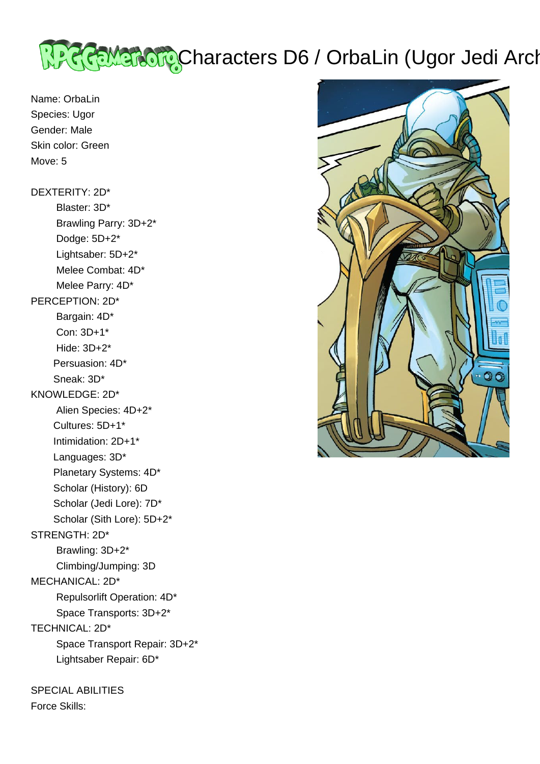# Characters D6 / OrbaLin (Ugor Jedi Arch

Name: OrbaLin
Species: Ugor
Gender: Male
Skin color: Green
Move: 5

DEXTERITY: 2D*
- Blaster: 3D*
- Brawling Parry: 3D+2*
- Dodge: 5D+2*
- Lightsaber: 5D+2*
- Melee Combat: 4D*
- Melee Parry: 4D*

PERCEPTION: 2D*
- Bargain: 4D*
- Con: 3D+1*
- Hide: 3D+2*
- Persuasion: 4D*
- Sneak: 3D*

KNOWLEDGE: 2D*
- Alien Species: 4D+2*
- Cultures: 5D+1*
- Intimidation: 2D+1*
- Languages: 3D*
- Planetary Systems: 4D*
- Scholar (History): 6D
- Scholar (Jedi Lore): 7D*
- Scholar (Sith Lore): 5D+2*

STRENGTH: 2D*
- Brawling: 3D+2*
- Climbing/Jumping: 3D

MECHANICAL: 2D*
- Repulsorlift Operation: 4D*
- Space Transports: 3D+2*

TECHNICAL: 2D*
- Space Transport Repair: 3D+2*
- Lightsaber Repair: 6D*

SPECIAL ABILITIES
Force Skills: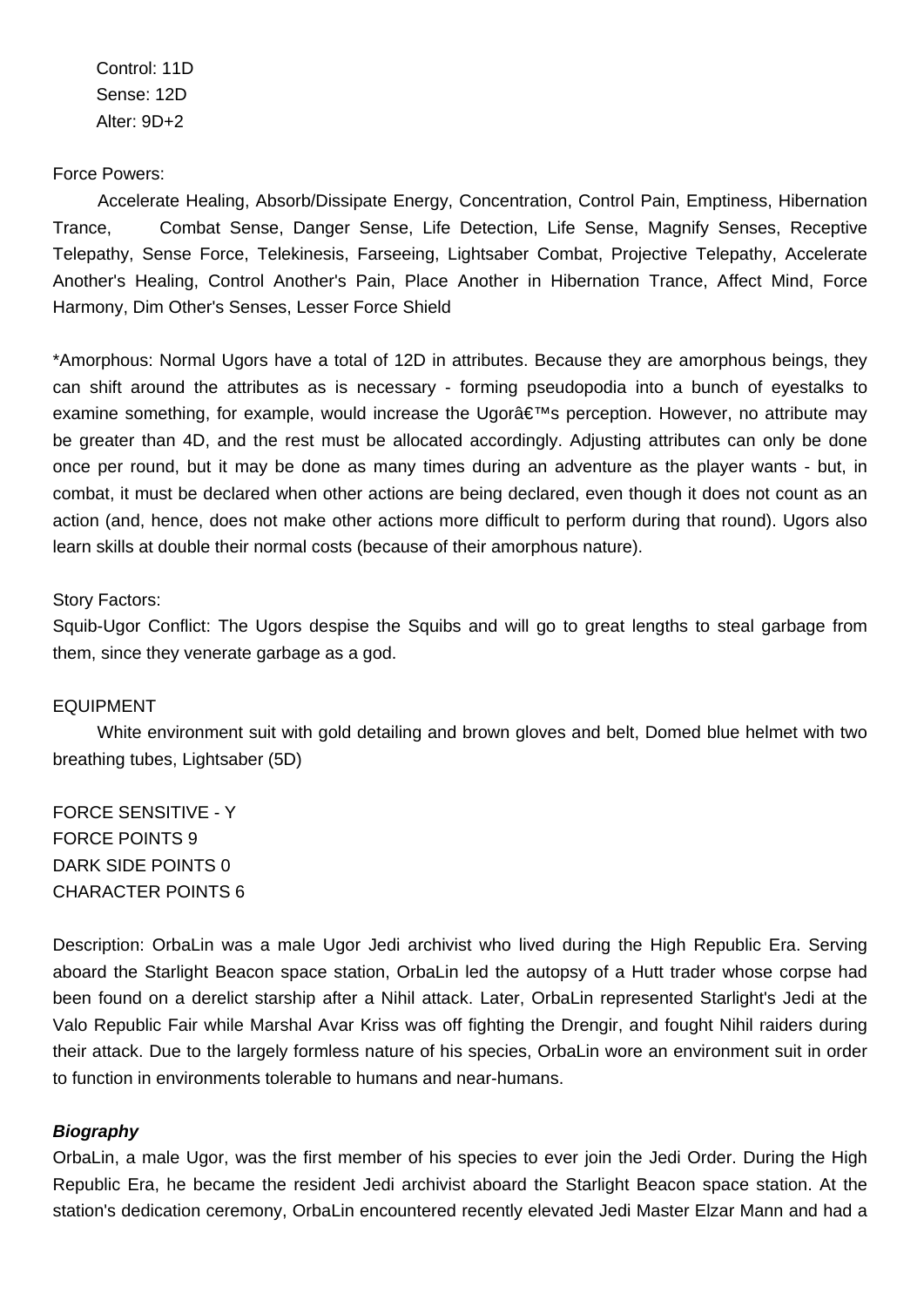Control: 11D
Sense: 12D
Alter: 9D+2

Force Powers:
Accelerate Healing, Absorb/Dissipate Energy, Concentration, Control Pain, Emptiness, Hibernation Trance, Combat Sense, Danger Sense, Life Detection, Life Sense, Magnify Senses, Receptive Telepathy, Sense Force, Telekinesis, Farseeing, Lightsaber Combat, Projective Telepathy, Accelerate Another's Healing, Control Another's Pain, Place Another in Hibernation Trance, Affect Mind, Force Harmony, Dim Other's Senses, Lesser Force Shield

*Amorphous: Normal Ugors have a total of 12D in attributes. Because they are amorphous beings, they can shift around the attributes as is necessary - forming pseudopodia into a bunch of eyestalks to examine something, for example, would increase the Ugorâ€™s perception. However, no attribute may be greater than 4D, and the rest must be allocated accordingly. Adjusting attributes can only be done once per round, but it may be done as many times during an adventure as the player wants - but, in combat, it must be declared when other actions are being declared, even though it does not count as an action (and, hence, does not make other actions more difficult to perform during that round). Ugors also learn skills at double their normal costs (because of their amorphous nature).

Story Factors:
Squib-Ugor Conflict: The Ugors despise the Squibs and will go to great lengths to steal garbage from them, since they venerate garbage as a god.

EQUIPMENT
White environment suit with gold detailing and brown gloves and belt, Domed blue helmet with two breathing tubes, Lightsaber (5D)

FORCE SENSITIVE - Y
FORCE POINTS 9
DARK SIDE POINTS 0
CHARACTER POINTS 6

Description: OrbaLin was a male Ugor Jedi archivist who lived during the High Republic Era. Serving aboard the Starlight Beacon space station, OrbaLin led the autopsy of a Hutt trader whose corpse had been found on a derelict starship after a Nihil attack. Later, OrbaLin represented Starlight's Jedi at the Valo Republic Fair while Marshal Avar Kriss was off fighting the Drengir, and fought Nihil raiders during their attack. Due to the largely formless nature of his species, OrbaLin wore an environment suit in order to function in environments tolerable to humans and near-humans.

***Biography***
OrbaLin, a male Ugor, was the first member of his species to ever join the Jedi Order. During the High Republic Era, he became the resident Jedi archivist aboard the Starlight Beacon space station. At the station's dedication ceremony, OrbaLin encountered recently elevated Jedi Master Elzar Mann and had a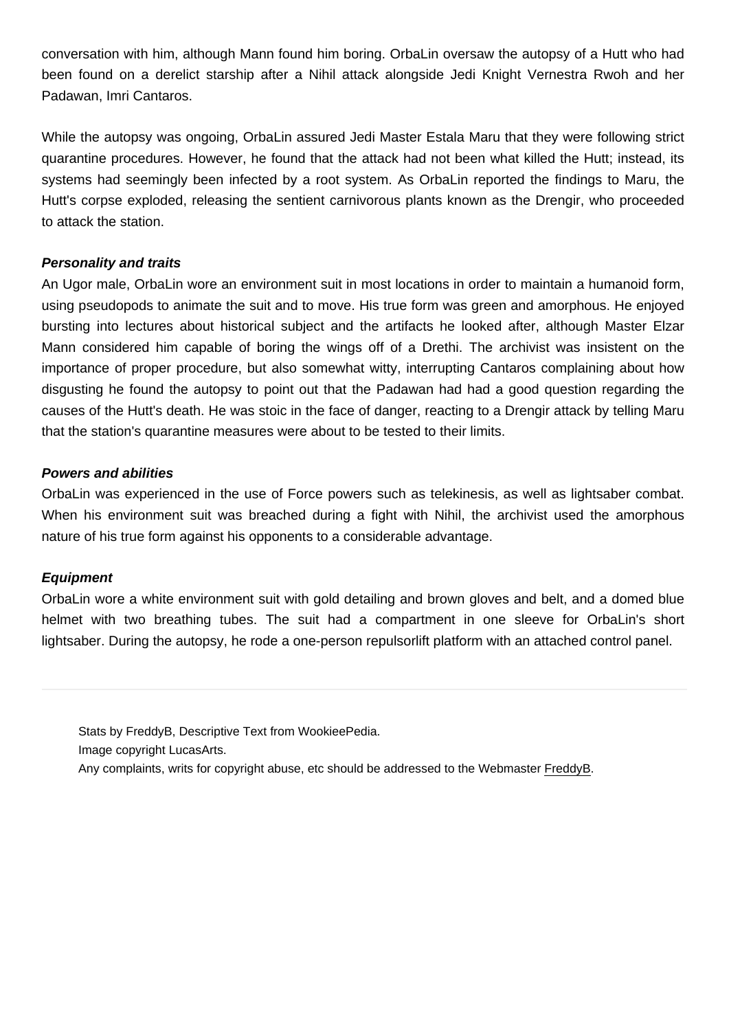conversation with him, although Mann found him boring. OrbaLin oversaw the autopsy of a Hutt who had been found on a derelict starship after a Nihil attack alongside Jedi Knight Vernestra Rwoh and her Padawan, Imri Cantaros.

While the autopsy was ongoing, OrbaLin assured Jedi Master Estala Maru that they were following strict quarantine procedures. However, he found that the attack had not been what killed the Hutt; instead, its systems had seemingly been infected by a root system. As OrbaLin reported the findings to Maru, the Hutt's corpse exploded, releasing the sentient carnivorous plants known as the Drengir, who proceeded to attack the station.

***Personality and traits***

An Ugor male, OrbaLin wore an environment suit in most locations in order to maintain a humanoid form, using pseudopods to animate the suit and to move. His true form was green and amorphous. He enjoyed bursting into lectures about historical subject and the artifacts he looked after, although Master Elzar Mann considered him capable of boring the wings off of a Drethi. The archivist was insistent on the importance of proper procedure, but also somewhat witty, interrupting Cantaros complaining about how disgusting he found the autopsy to point out that the Padawan had had a good question regarding the causes of the Hutt's death. He was stoic in the face of danger, reacting to a Drengir attack by telling Maru that the station's quarantine measures were about to be tested to their limits.

***Powers and abilities***

OrbaLin was experienced in the use of Force powers such as telekinesis, as well as lightsaber combat. When his environment suit was breached during a fight with Nihil, the archivist used the amorphous nature of his true form against his opponents to a considerable advantage.

***Equipment***

OrbaLin wore a white environment suit with gold detailing and brown gloves and belt, and a domed blue helmet with two breathing tubes. The suit had a compartment in one sleeve for OrbaLin's short lightsaber. During the autopsy, he rode a one-person repulsorlift platform with an attached control panel.

---

Stats by FreddyB, Descriptive Text from WookieePedia.
Image copyright LucasArts.
Any complaints, writs for copyright abuse, etc should be addressed to the Webmaster FreddyB.